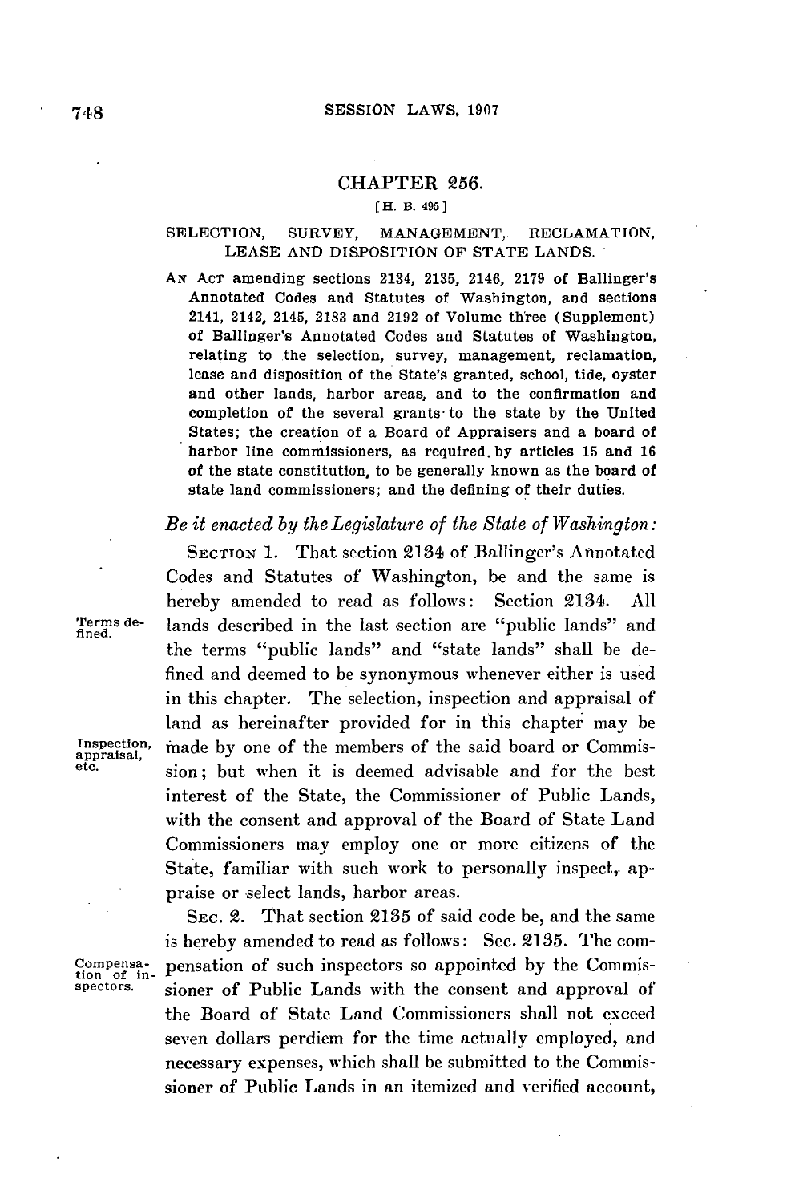# CHAPTER 256.

[H. B. 495]

## SELECTION, SURVEY, MANAGEMENT, RECLAMATION, LEASE AND DISPOSITION OF STATE LANDS.

AN ACT amending sections 2134, 2135, 2146, 2179 of Ballinger's Annotated Codes and Statutes of Washington, and sections 2141, 2142, 2145, 2183 and 2192 of Volume three (Supplement) of Ballinger's Annotated Codes and Statutes of Washington, relating to the selection, survey, management, reclamation, lease and disposition of the State's granted, school, tide, oyster and other lands, harbor areas, and to the confirmation and completion of the several grants to the state by the United States; the creation of a Board of Appraisers and a board of harbor line commissioners, as required by articles 15 and 16 of the state constitution, to be generally known as the board of state land commissioners; and the defining of their duties.

*Be it enacted by the Legislature of the State of Washington:*

SECTION 1. That section 2134 of Ballinger's Annotated Codes and Statutes of Washington, be and the same is hereby amended to read as follows: Section 2134. All lands described in the last section are "public lands" and the terms "public lands" and "state lands" shall be defined and deemed to be synonymous whenever either is used in this chapter. The selection, inspection and appraisal of land as hereinafter provided for in this chapter may be made by one of the members of the said board or Commission; but when it is deemed advisable and for the best interest of the State, the Commissioner of Public Lands, with the consent and approval of the Board of State Land Commissioners may employ one or more citizens of the State, familiar with such work to personally inspect, appraise or select lands, harbor areas.

*Terms defined.*

*Inspection, appraisal, etc.*

SEC. 2. That section 2135 of said code be, and the same is hereby amended to read as follows: Sec. 2135. The compensation of such inspectors so appointed by the Commissioner of Public Lands with the consent and approval of the Board of State Land Commissioners shall not exceed seven dollars perdiem for the time actually employed, and necessary expenses, which shall be submitted to the Commissioner of Public Lands in an itemized and verified account,

*Compensation of inspectors.*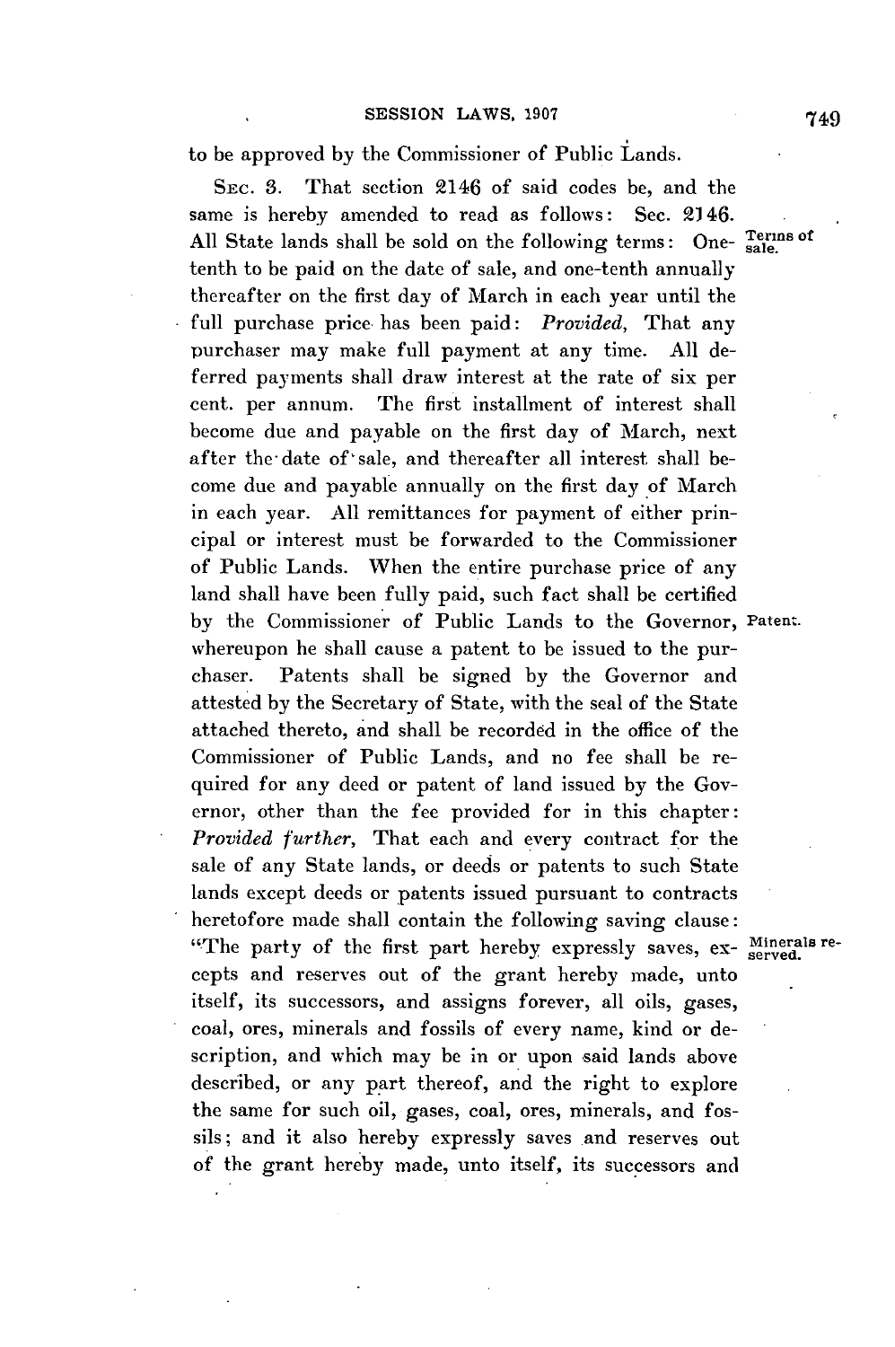to be approved by the Commissioner of Public Lands.

SEC. 3. That section 2146 of said codes be, and the same is hereby amended to read as follows: Sec. 2146. All State lands shall be sold on the following terms: One-tenth to be paid on the date of sale, and one-tenth annually thereafter on the first day of March in each year until the full purchase price has been paid: *Provided*, That any purchaser may make full payment at any time. All deferred payments shall draw interest at the rate of six per cent. per annum. The first installment of interest shall become due and payable on the first day of March, next after the date of sale, and thereafter all interest shall become due and payable annually on the first day of March in each year. All remittances for payment of either principal or interest must be forwarded to the Commissioner of Public Lands. When the entire purchase price of any land shall have been fully paid, such fact shall be certified by the Commissioner of Public Lands to the Governor, whereupon he shall cause a patent to be issued to the purchaser. Patents shall be signed by the Governor and attested by the Secretary of State, with the seal of the State attached thereto, and shall be recorded in the office of the Commissioner of Public Lands, and no fee shall be required for any deed or patent of land issued by the Governor, other than the fee provided for in this chapter: *Provided further*, That each and every contract for the sale of any State lands, or deeds or patents to such State lands except deeds or patents issued pursuant to contracts heretofore made shall contain the following saving clause: "The party of the first part hereby expressly saves, excepts and reserves out of the grant hereby made, unto itself, its successors, and assigns forever, all oils, gases, coal, ores, minerals and fossils of every name, kind or description, and which may be in or upon said lands above described, or any part thereof, and the right to explore the same for such oil, gases, coal, ores, minerals, and fossils; and it also hereby expressly saves and reserves out of the grant hereby made, unto itself, its successors and

Terms of sale.

Patent.

Minerals reserved.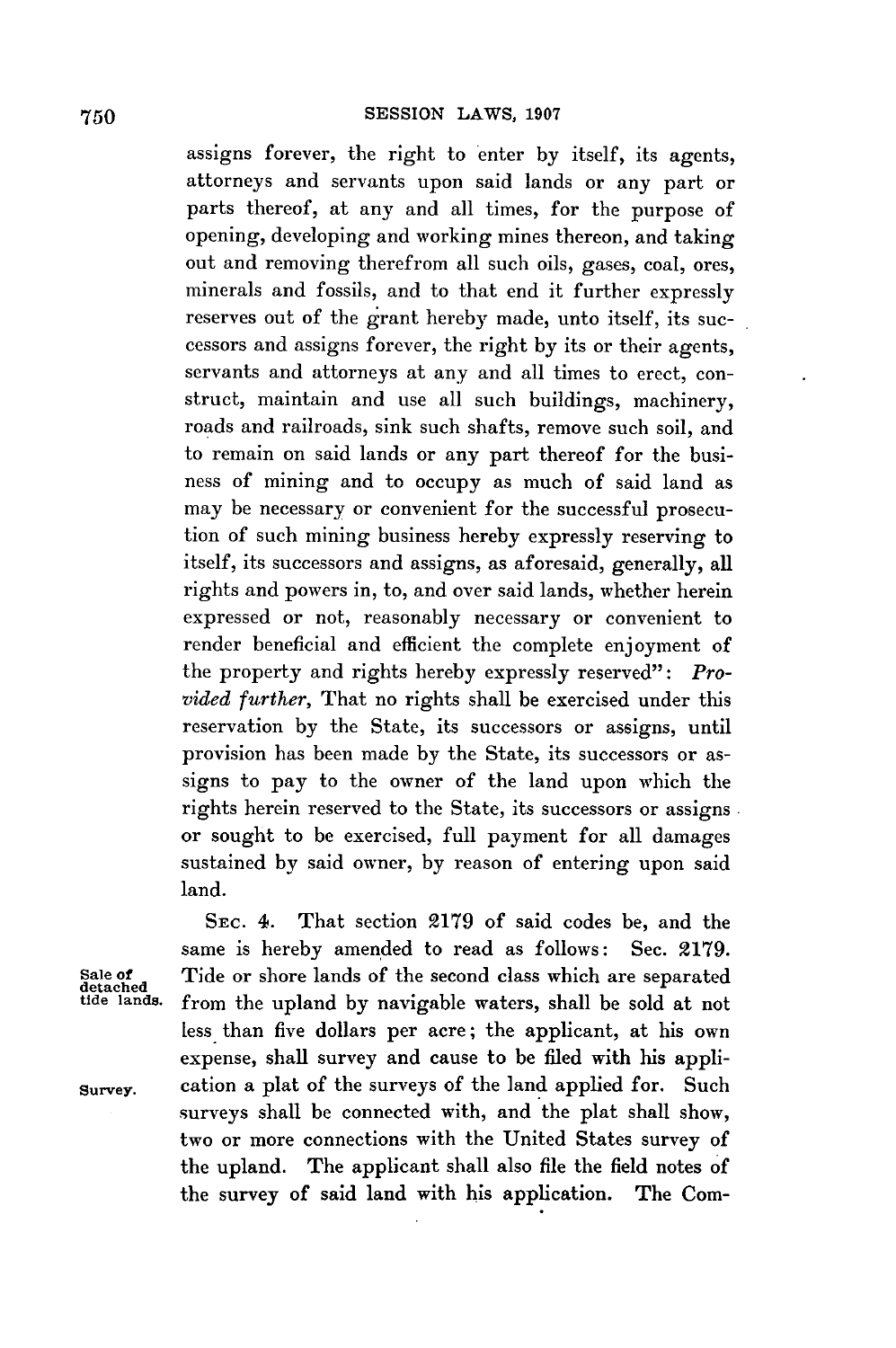assigns forever, the right to enter by itself, its agents, attorneys and servants upon said lands or any part or parts thereof, at any and all times, for the purpose of opening, developing and working mines thereon, and taking out and removing therefrom all such oils, gases, coal, ores, minerals and fossils, and to that end it further expressly reserves out of the grant hereby made, unto itself, its successors and assigns forever, the right by its or their agents, servants and attorneys at any and all times to erect, construct, maintain and use all such buildings, machinery, roads and railroads, sink such shafts, remove such soil, and to remain on said lands or any part thereof for the business of mining and to occupy as much of said land as may be necessary or convenient for the successful prosecution of such mining business hereby expressly reserving to itself, its successors and assigns, as aforesaid, generally, all rights and powers in, to, and over said lands, whether herein expressed or not, reasonably necessary or convenient to render beneficial and efficient the complete enjoyment of the property and rights hereby expressly reserved": *Provided further*, That no rights shall be exercised under this reservation by the State, its successors or assigns, until provision has been made by the State, its successors or assigns to pay to the owner of the land upon which the rights herein reserved to the State, its successors or assigns or sought to be exercised, full payment for all damages sustained by said owner, by reason of entering upon said land.

Sale of detached tide lands.

SEC. 4. That section 2179 of said codes be, and the same is hereby amended to read as follows: Sec. 2179. Tide or shore lands of the second class which are separated from the upland by navigable waters, shall be sold at not less than five dollars per acre; the applicant, at his own expense, shall survey and cause to be filed with his application a plat of the surveys of the land applied for. Such surveys shall be connected with, and the plat shall show, two or more connections with the United States survey of the upland. The applicant shall also file the field notes of the survey of said land with his application. The Com-

Survey.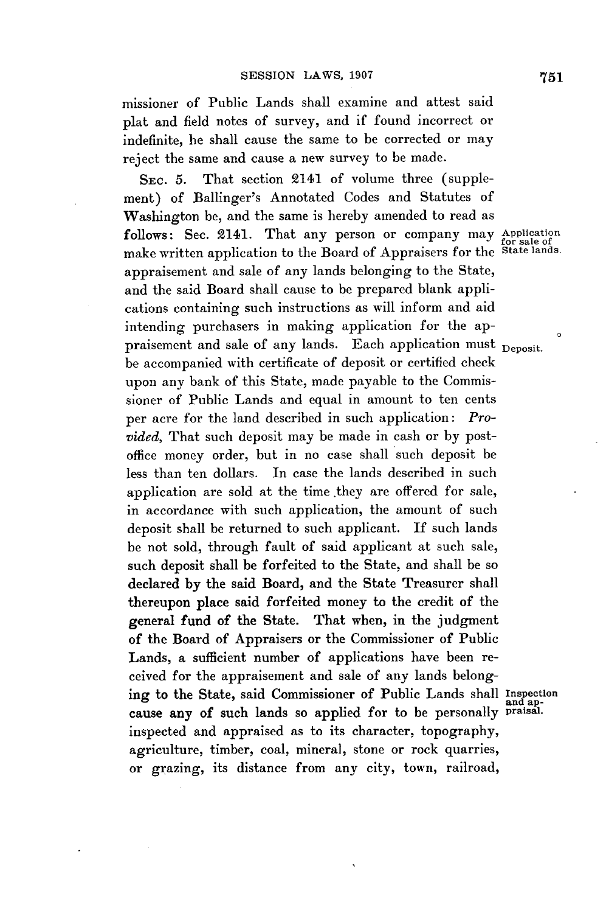missioner of Public Lands shall examine and attest said plat and field notes of survey, and if found incorrect or indefinite, he shall cause the same to be corrected or may reject the same and cause a new survey to be made.

SEC. 5. That section 2141 of volume three (supplement) of Ballinger's Annotated Codes and Statutes of Washington be, and the same is hereby amended to read as follows: Sec. 2141. That any person or company may make written application to the Board of Appraisers for the appraisement and sale of any lands belonging to the State, and the said Board shall cause to be prepared blank applications containing such instructions as will inform and aid intending purchasers in making application for the appraisement and sale of any lands. Each application must be accompanied with certificate of deposit or certified check upon any bank of this State, made payable to the Commissioner of Public Lands and equal in amount to ten cents per acre for the land described in such application: *Provided*, That such deposit may be made in cash or by post-office money order, but in no case shall such deposit be less than ten dollars. In case the lands described in such application are sold at the time they are offered for sale, in accordance with such application, the amount of such deposit shall be returned to such applicant. If such lands be not sold, through fault of said applicant at such sale, such deposit shall be forfeited to the State, and shall be so declared by the said Board, and the State Treasurer shall thereupon place said forfeited money to the credit of the general fund of the State. That when, in the judgment of the Board of Appraisers or the Commissioner of Public Lands, a sufficient number of applications have been received for the appraisement and sale of any lands belonging to the State, said Commissioner of Public Lands shall cause any of such lands so applied for to be personally inspected and appraised as to its character, topography, agriculture, timber, coal, mineral, stone or rock quarries, or grazing, its distance from any city, town, railroad,

*Application for sale of State lands.*

*Deposit.*

*Inspection and appraisal.*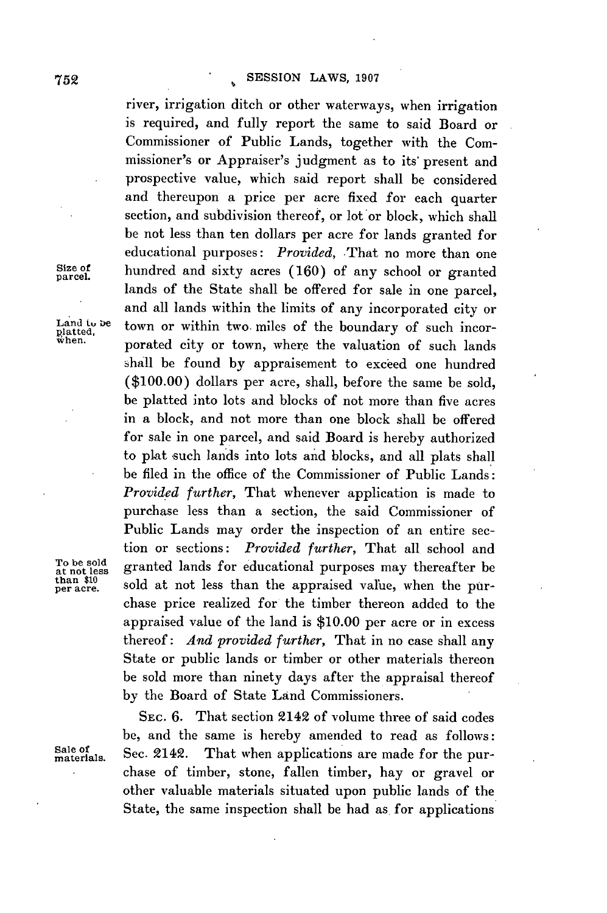river, irrigation ditch or other waterways, when irrigation is required, and fully report the same to said Board or Commissioner of Public Lands, together with the Commissioner's or Appraiser's judgment as to its present and prospective value, which said report shall be considered and thereupon a price per acre fixed for each quarter section, and subdivision thereof, or lot or block, which shall be not less than ten dollars per acre for lands granted for educational purposes: *Provided*, That no more than one hundred and sixty acres (160) of any school or granted lands of the State shall be offered for sale in one parcel, and all lands within the limits of any incorporated city or town or within two miles of the boundary of such incorporated city or town, where the valuation of such lands shall be found by appraisement to exceed one hundred ($100.00) dollars per acre, shall, before the same be sold, be platted into lots and blocks of not more than five acres in a block, and not more than one block shall be offered for sale in one parcel, and said Board is hereby authorized to plat such lands into lots and blocks, and all plats shall be filed in the office of the Commissioner of Public Lands: *Provided further*, That whenever application is made to purchase less than a section, the said Commissioner of Public Lands may order the inspection of an entire section or sections: *Provided further*, That all school and granted lands for educational purposes may thereafter be sold at not less than the appraised value, when the purchase price realized for the timber thereon added to the appraised value of the land is $10.00 per acre or in excess thereof: *And provided further*, That in no case shall any State or public lands or timber or other materials thereon be sold more than ninety days after the appraisal thereof by the Board of State Land Commissioners.

Size of parcel.

Land to be platted, when.

To be sold at not less than $10 per acre.

SEC. 6. That section 2142 of volume three of said codes be, and the same is hereby amended to read as follows: Sec. 2142. That when applications are made for the purchase of timber, stone, fallen timber, hay or gravel or other valuable materials situated upon public lands of the State, the same inspection shall be had as for applications

Sale of materials.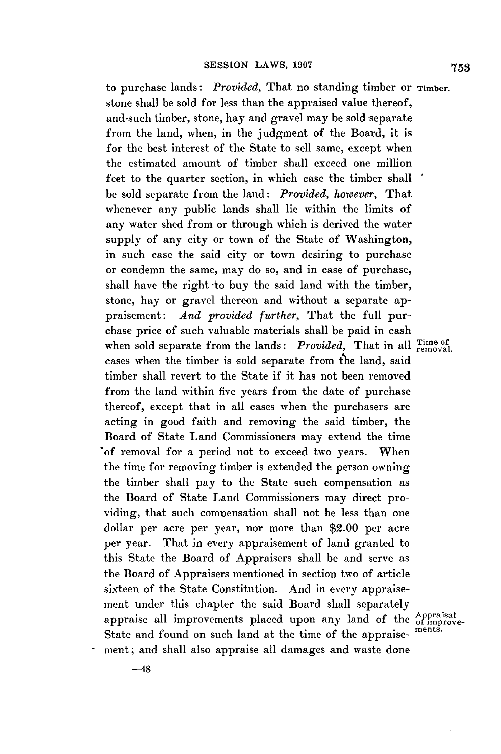to purchase lands: *Provided*, That no standing timber or stone shall be sold for less than the appraised value thereof, and such timber, stone, hay and gravel may be sold separate from the land, when, in the judgment of the Board, it is for the best interest of the State to sell same, except when the estimated amount of timber shall exceed one million feet to the quarter section, in which case the timber shall be sold separate from the land: *Provided, however,* That whenever any public lands shall lie within the limits of any water shed from or through which is derived the water supply of any city or town of the State of Washington, in such case the said city or town desiring to purchase or condemn the same, may do so, and in case of purchase, shall have the right to buy the said land with the timber, stone, hay or gravel thereon and without a separate appraisement: *And provided further,* That the full purchase price of such valuable materials shall be paid in cash when sold separate from the lands: *Provided,* That in all cases when the timber is sold separate from the land, said timber shall revert to the State if it has not been removed from the land within five years from the date of purchase thereof, except that in all cases when the purchasers are acting in good faith and removing the said timber, the Board of State Land Commissioners may extend the time of removal for a period not to exceed two years. When the time for removing timber is extended the person owning the timber shall pay to the State such compensation as the Board of State Land Commissioners may direct providing, that such compensation shall not be less than one dollar per acre per year, nor more than $2.00 per acre per year. That in every appraisement of land granted to this State the Board of Appraisers shall be and serve as the Board of Appraisers mentioned in section two of article sixteen of the State Constitution. And in every appraisement under this chapter the said Board shall separately appraise all improvements placed upon any land of the State and found on such land at the time of the appraisement; and shall also appraise all damages and waste done

Timber.

Time of removal.

Appraisal of improvements.

—48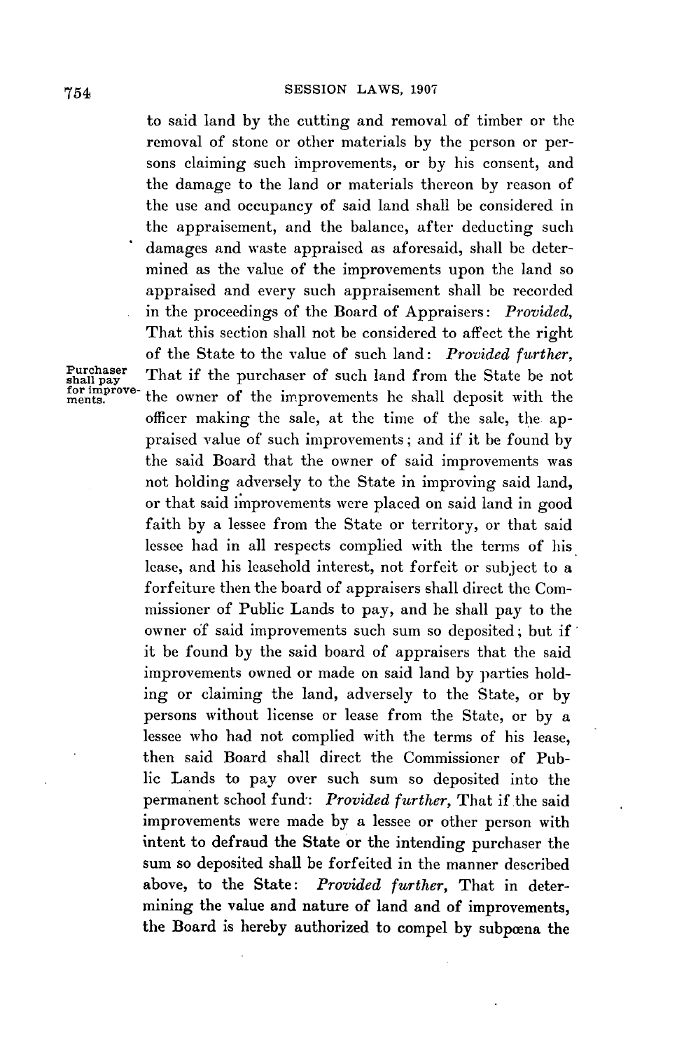to said land by the cutting and removal of timber or the removal of stone or other materials by the person or persons claiming such improvements, or by his consent, and the damage to the land or materials thereon by reason of the use and occupancy of said land shall be considered in the appraisement, and the balance, after deducting such damages and waste appraised as aforesaid, shall be determined as the value of the improvements upon the land so appraised and every such appraisement shall be recorded in the proceedings of the Board of Appraisers: *Provided,* That this section shall not be considered to affect the right of the State to the value of such land: *Provided further,* That if the purchaser of such land from the State be not the owner of the improvements he shall deposit with the officer making the sale, at the time of the sale, the appraised value of such improvements; and if it be found by the said Board that the owner of said improvements was not holding adversely to the State in improving said land, or that said improvements were placed on said land in good faith by a lessee from the State or territory, or that said lessee had in all respects complied with the terms of his lease, and his leasehold interest, not forfeit or subject to a forfeiture then the board of appraisers shall direct the Commissioner of Public Lands to pay, and he shall pay to the owner of said improvements such sum so deposited; but if it be found by the said board of appraisers that the said improvements owned or made on said land by parties holding or claiming the land, adversely to the State, or by persons without license or lease from the State, or by a lessee who had not complied with the terms of his lease, then said Board shall direct the Commissioner of Public Lands to pay over such sum so deposited into the permanent school fund: *Provided further,* That if the said improvements were made by a lessee or other person with intent to defraud the State or the intending purchaser the sum so deposited shall be forfeited in the manner described above, to the State: *Provided further,* That in determining the value and nature of land and of improvements, the Board is hereby authorized to compel by subpœna the

Purchaser shall pay for improvements.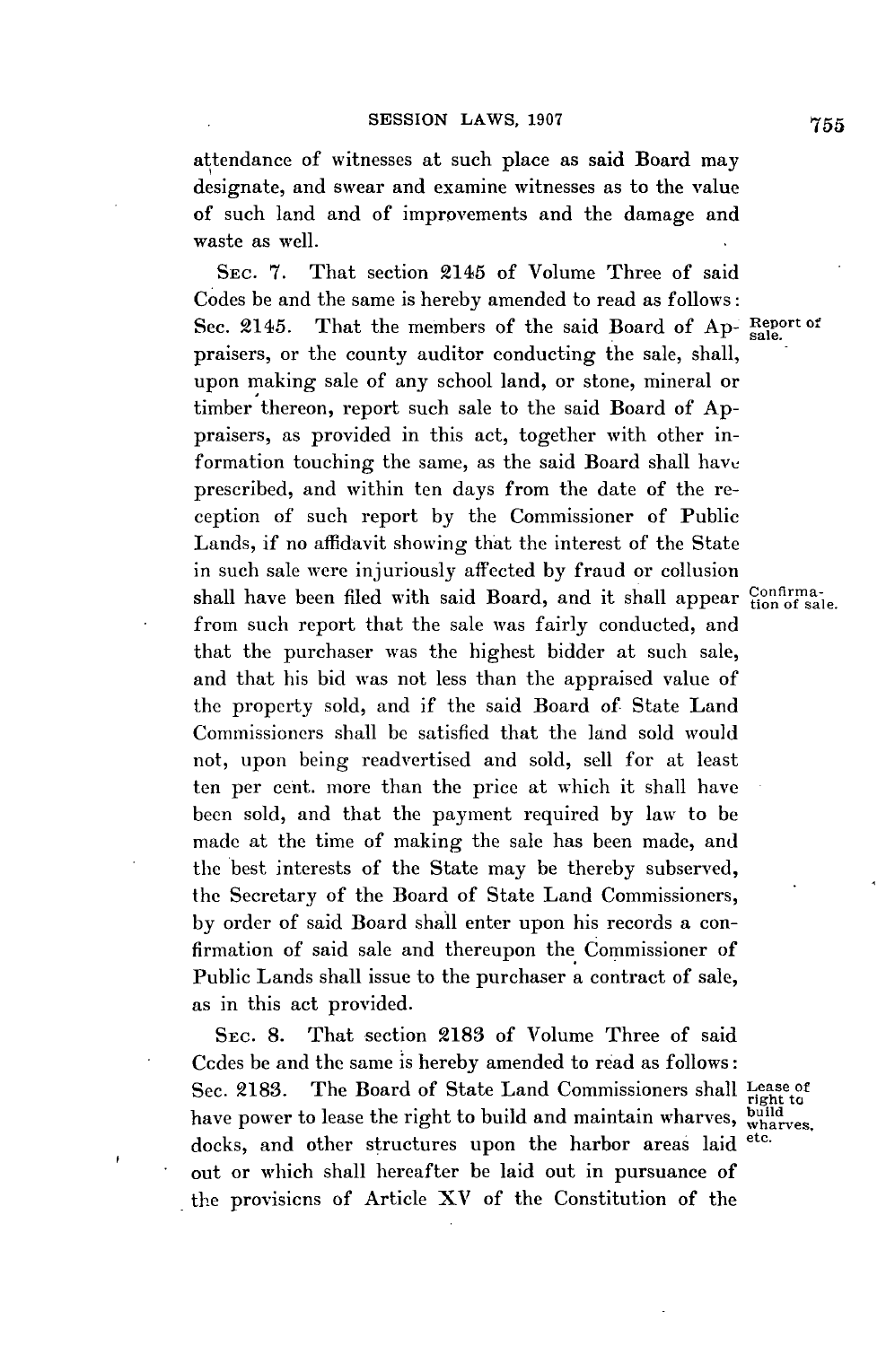attendance of witnesses at such place as said Board may designate, and swear and examine witnesses as to the value of such land and of improvements and the damage and waste as well.

SEC. 7. That section 2145 of Volume Three of said Codes be and the same is hereby amended to read as follows: Sec. 2145. That the members of the said Board of Appraisers, or the county auditor conducting the sale, shall, upon making sale of any school land, or stone, mineral or timber thereon, report such sale to the said Board of Appraisers, as provided in this act, together with other information touching the same, as the said Board shall have prescribed, and within ten days from the date of the reception of such report by the Commissioner of Public Lands, if no affidavit showing that the interest of the State in such sale were injuriously affected by fraud or collusion shall have been filed with said Board, and it shall appear from such report that the sale was fairly conducted, and that the purchaser was the highest bidder at such sale, and that his bid was not less than the appraised value of the property sold, and if the said Board of State Land Commissioners shall be satisfied that the land sold would not, upon being readvertised and sold, sell for at least ten per cent. more than the price at which it shall have been sold, and that the payment required by law to be made at the time of making the sale has been made, and the best interests of the State may be thereby subserved, the Secretary of the Board of State Land Commissioners, by order of said Board shall enter upon his records a confirmation of said sale and thereupon the Commissioner of Public Lands shall issue to the purchaser a contract of sale, as in this act provided.

*Report of sale.*

*Confirmation of sale.*

SEC. 8. That section 2183 of Volume Three of said Codes be and the same is hereby amended to read as follows: Sec. 2183. The Board of State Land Commissioners shall have power to lease the right to build and maintain wharves, docks, and other structures upon the harbor areas laid out or which shall hereafter be laid out in pursuance of the provisions of Article XV of the Constitution of the

*Lease of right to build wharves, etc.*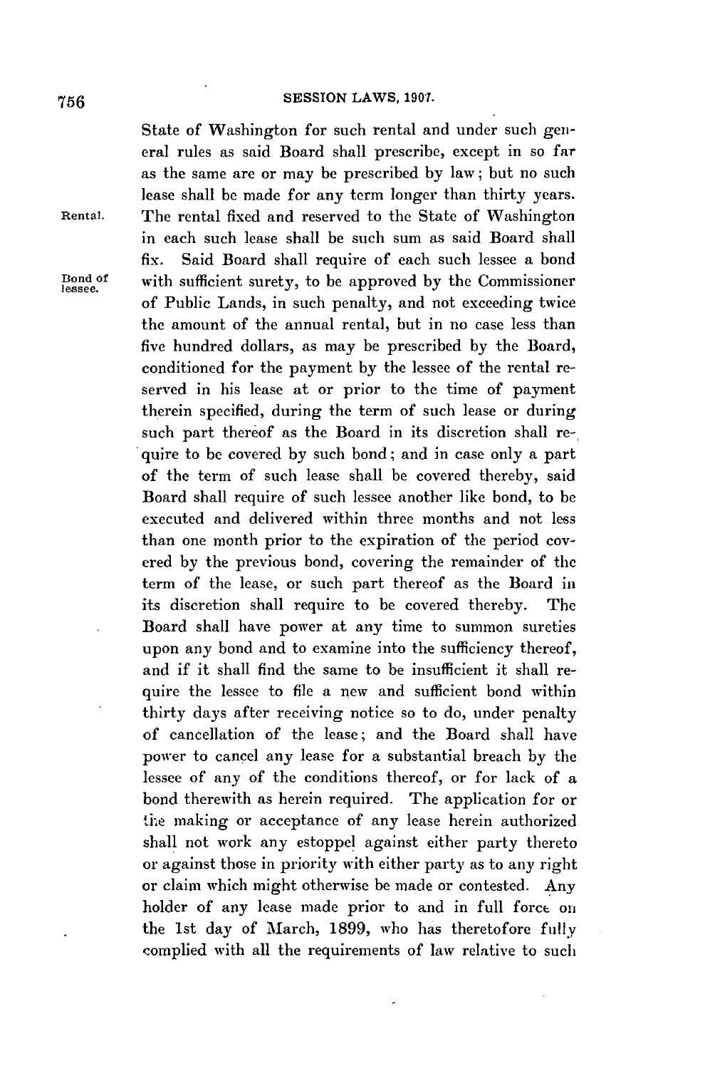State of Washington for such rental and under such general rules as said Board shall prescribe, except in so far as the same are or may be prescribed by law; but no such lease shall be made for any term longer than thirty years.

Rental.

The rental fixed and reserved to the State of Washington in each such lease shall be such sum as said Board shall fix. Said Board shall require of each such lessee a bond with sufficient surety, to be approved by the Commissioner of Public Lands, in such penalty, and not exceeding twice the amount of the annual rental, but in no case less than five hundred dollars, as may be prescribed by the Board, conditioned for the payment by the lessee of the rental reserved in his lease at or prior to the time of payment therein specified, during the term of such lease or during such part thereof as the Board in its discretion shall require to be covered by such bond; and in case only a part of the term of such lease shall be covered thereby, said Board shall require of such lessee another like bond, to be executed and delivered within three months and not less than one month prior to the expiration of the period covered by the previous bond, covering the remainder of the term of the lease, or such part thereof as the Board in its discretion shall require to be covered thereby. The Board shall have power at any time to summon sureties upon any bond and to examine into the sufficiency thereof, and if it shall find the same to be insufficient it shall require the lessee to file a new and sufficient bond within thirty days after receiving notice so to do, under penalty of cancellation of the lease; and the Board shall have power to cancel any lease for a substantial breach by the lessee of any of the conditions thereof, or for lack of a bond therewith as herein required. The application for or the making or acceptance of any lease herein authorized shall not work any estoppel against either party thereto or against those in priority with either party as to any right or claim which might otherwise be made or contested. Any holder of any lease made prior to and in full force on the 1st day of March, 1899, who has theretofore fully complied with all the requirements of law relative to such

Bond of lessee.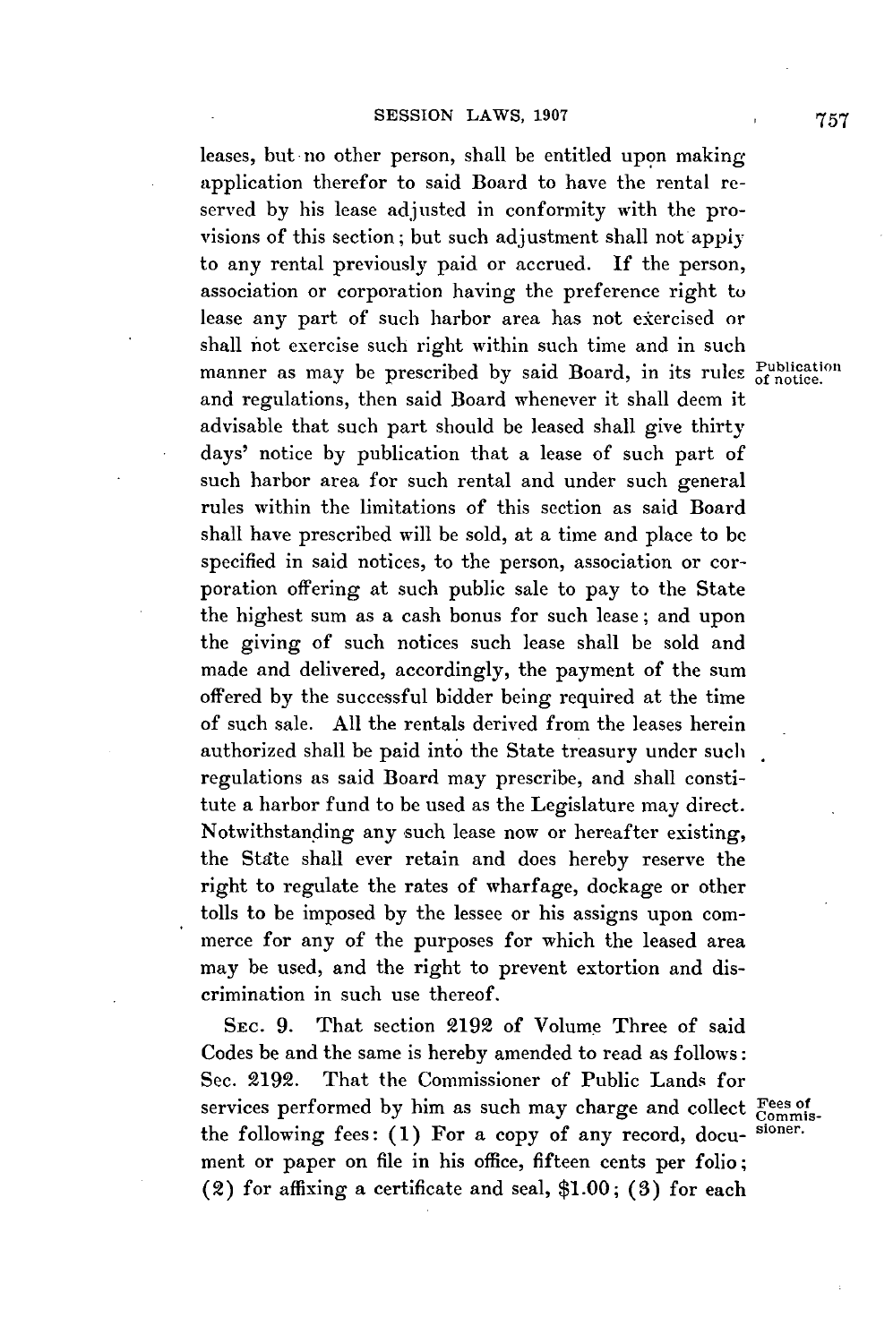leases, but no other person, shall be entitled upon making application therefor to said Board to have the rental reserved by his lease adjusted in conformity with the provisions of this section; but such adjustment shall not apply to any rental previously paid or accrued. If the person, association or corporation having the preference right to lease any part of such harbor area has not exercised or shall not exercise such right within such time and in such manner as may be prescribed by said Board, in its rules and regulations, then said Board whenever it shall deem it advisable that such part should be leased shall give thirty days' notice by publication that a lease of such part of such harbor area for such rental and under such general rules within the limitations of this section as said Board shall have prescribed will be sold, at a time and place to be specified in said notices, to the person, association or corporation offering at such public sale to pay to the State the highest sum as a cash bonus for such lease; and upon the giving of such notices such lease shall be sold and made and delivered, accordingly, the payment of the sum offered by the successful bidder being required at the time of such sale. All the rentals derived from the leases herein authorized shall be paid into the State treasury under such regulations as said Board may prescribe, and shall constitute a harbor fund to be used as the Legislature may direct. Notwithstanding any such lease now or hereafter existing, the State shall ever retain and does hereby reserve the right to regulate the rates of wharfage, dockage or other tolls to be imposed by the lessee or his assigns upon commerce for any of the purposes for which the leased area may be used, and the right to prevent extortion and discrimination in such use thereof.

Publication of notice.

SEC. 9. That section 2192 of Volume Three of said Codes be and the same is hereby amended to read as follows: Sec. 2192. That the Commissioner of Public Lands for services performed by him as such may charge and collect the following fees: (1) For a copy of any record, document or paper on file in his office, fifteen cents per folio; (2) for affixing a certificate and seal, $1.00; (3) for each

Fees of Commissioner.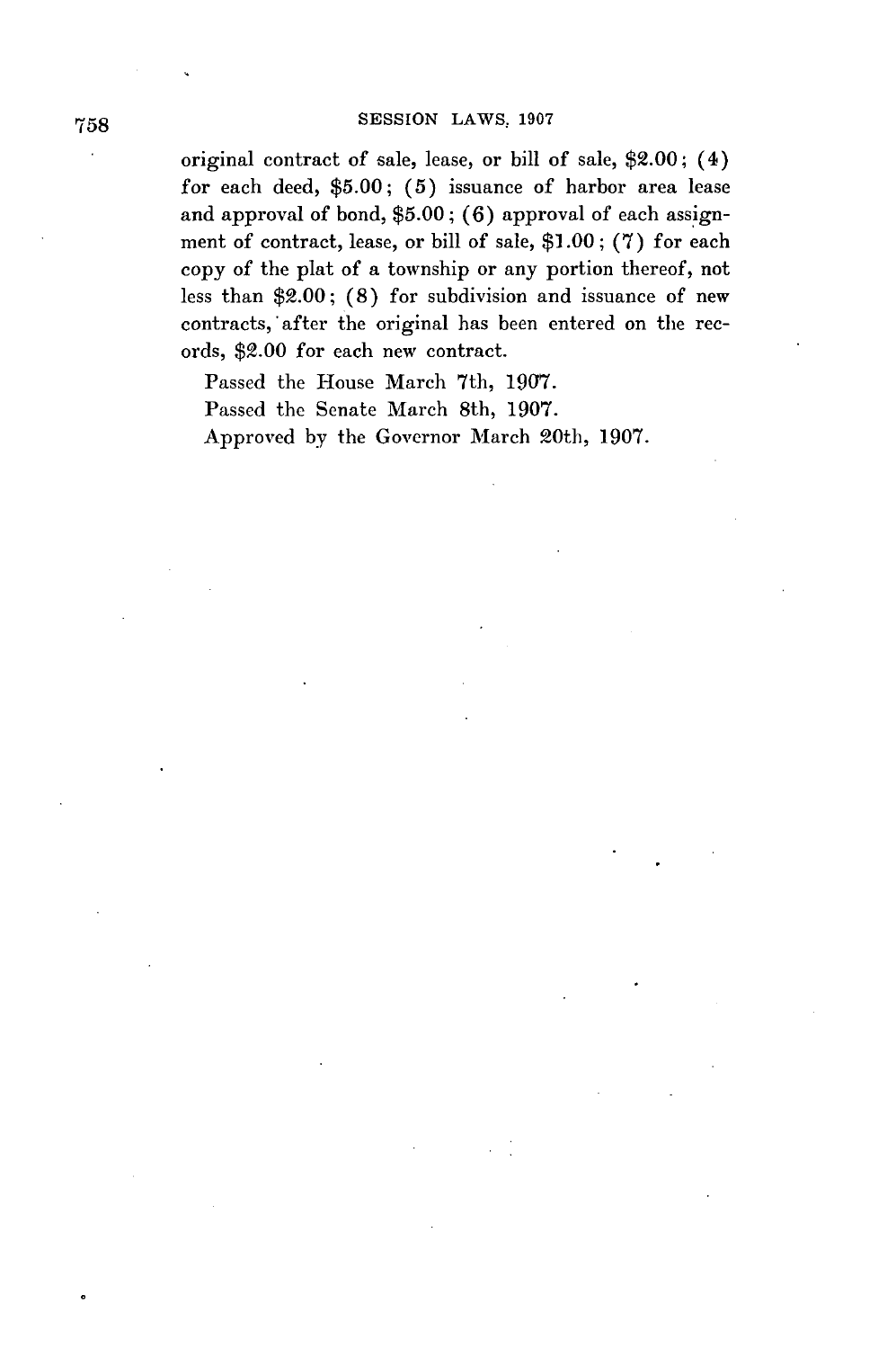original contract of sale, lease, or bill of sale, $2.00; (4) for each deed, $5.00; (5) issuance of harbor area lease and approval of bond, $5.00; (6) approval of each assignment of contract, lease, or bill of sale, $1.00; (7) for each copy of the plat of a township or any portion thereof, not less than $2.00; (8) for subdivision and issuance of new contracts, after the original has been entered on the records, $2.00 for each new contract.

Passed the House March 7th, 1907.

Passed the Senate March 8th, 1907.

Approved by the Governor March 20th, 1907.